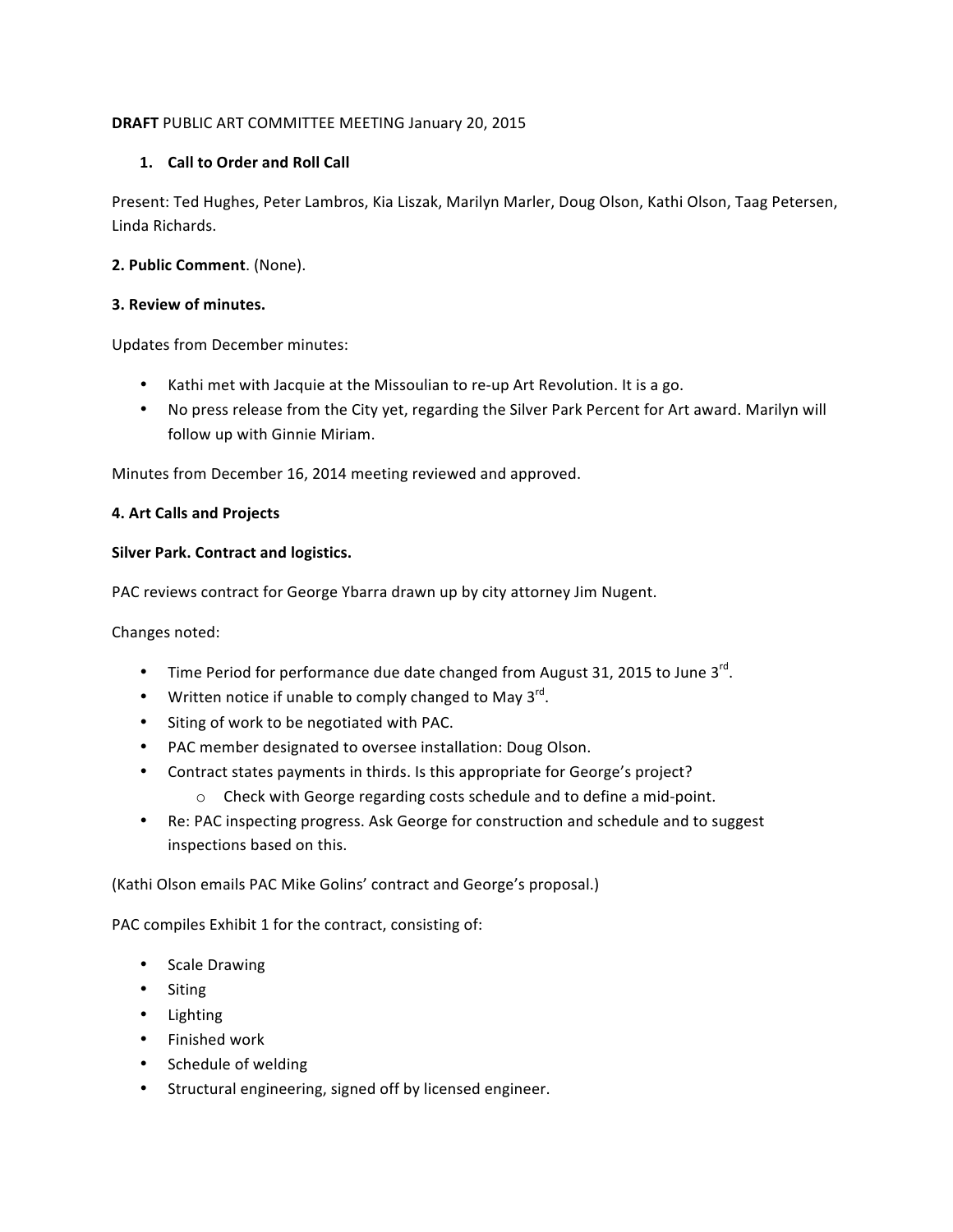**DRAFT** PUBLIC ART COMMITTEE MEETING January 20, 2015

1. **Call to Order and Roll Call**

Present: Ted Hughes, Peter Lambros, Kia Liszak, Marilyn Marler, Doug Olson, Kathi Olson, Taag Petersen, Linda Richards.

**2. Public Comment**. (None).

**3. Review of minutes.**

Updates from December minutes:

- Kathi met with Jacquie at the Missoulian to re-up Art Revolution. It is a go.
- No press release from the City yet, regarding the Silver Park Percent for Art award. Marilyn will follow up with Ginnie Miriam.

Minutes from December 16, 2014 meeting reviewed and approved.

**4. Art Calls and Projects**

**Silver Park. Contract and logistics.**

PAC reviews contract for George Ybarra drawn up by city attorney Jim Nugent.

Changes noted:

- Time Period for performance due date changed from August 31, 2015 to June 3rd.
- Written notice if unable to comply changed to May 3rd.
- Siting of work to be negotiated with PAC.
- PAC member designated to oversee installation: Doug Olson.
- Contract states payments in thirds. Is this appropriate for George's project?
  - Check with George regarding costs schedule and to define a mid-point.
- Re: PAC inspecting progress. Ask George for construction and schedule and to suggest inspections based on this.

(Kathi Olson emails PAC Mike Golins' contract and George's proposal.)

PAC compiles Exhibit 1 for the contract, consisting of:

- Scale Drawing
- Siting
- Lighting
- Finished work
- Schedule of welding
- Structural engineering, signed off by licensed engineer.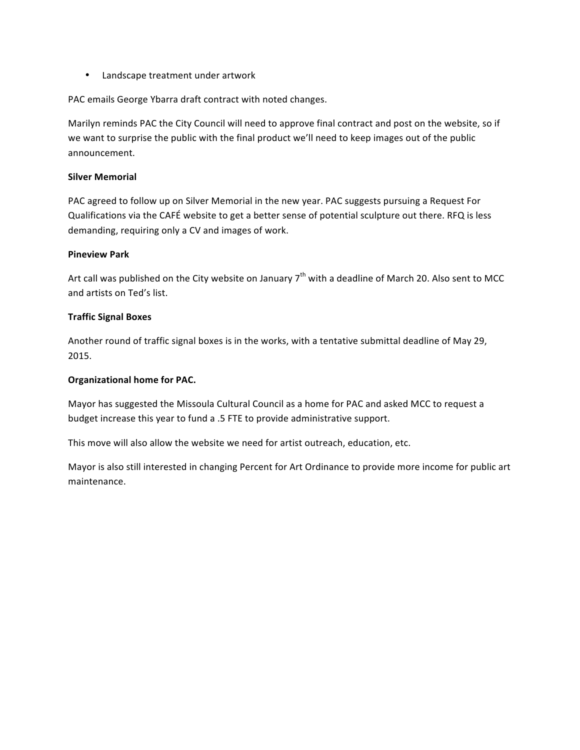- Landscape treatment under artwork

PAC emails George Ybarra draft contract with noted changes.

Marilyn reminds PAC the City Council will need to approve final contract and post on the website, so if we want to surprise the public with the final product we'll need to keep images out of the public announcement.

**Silver Memorial**

PAC agreed to follow up on Silver Memorial in the new year. PAC suggests pursuing a Request For Qualifications via the CAFÉ website to get a better sense of potential sculpture out there. RFQ is less demanding, requiring only a CV and images of work.

**Pineview Park**

Art call was published on the City website on January 7th with a deadline of March 20. Also sent to MCC and artists on Ted's list.

**Traffic Signal Boxes**

Another round of traffic signal boxes is in the works, with a tentative submittal deadline of May 29, 2015.

**Organizational home for PAC.**

Mayor has suggested the Missoula Cultural Council as a home for PAC and asked MCC to request a budget increase this year to fund a .5 FTE to provide administrative support.

This move will also allow the website we need for artist outreach, education, etc.

Mayor is also still interested in changing Percent for Art Ordinance to provide more income for public art maintenance.